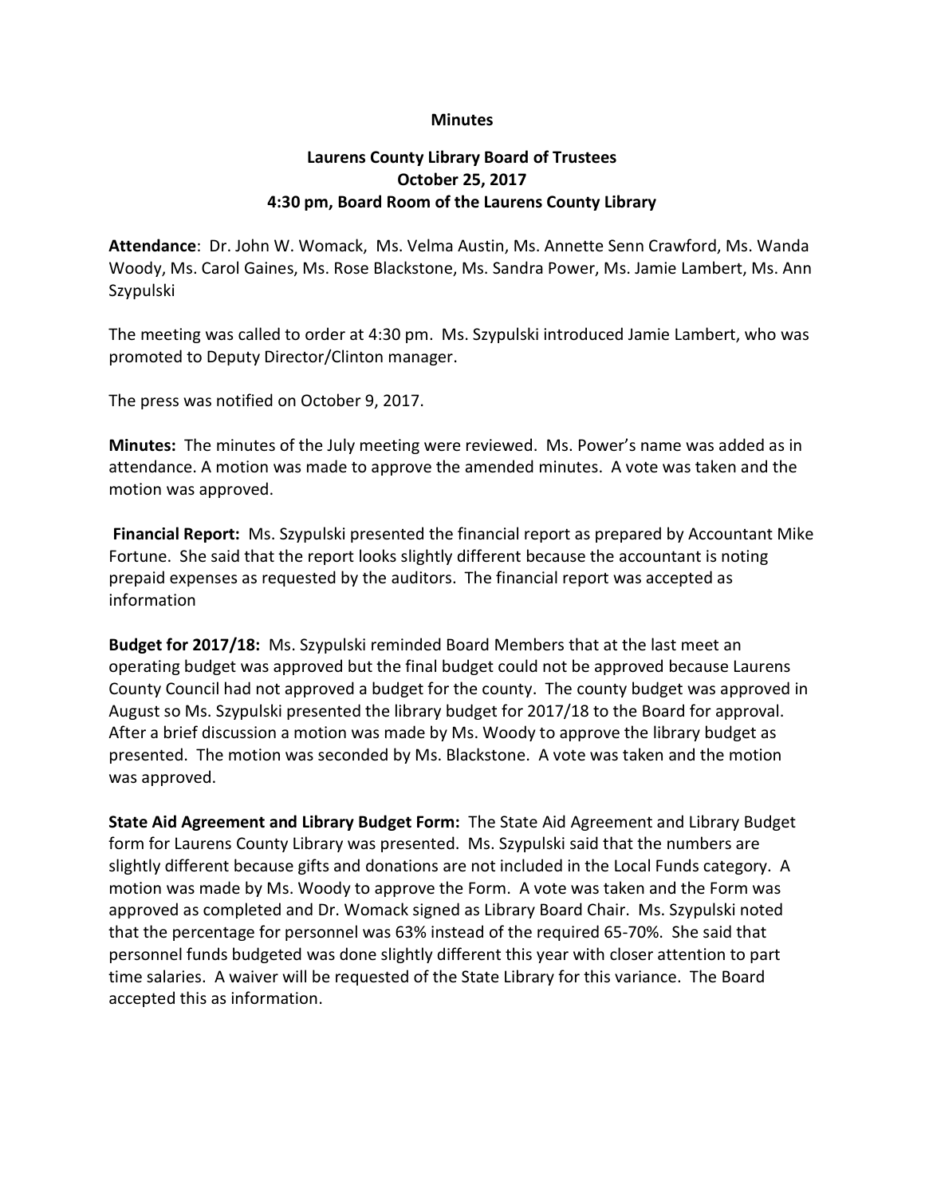**Minutes**

**Laurens County Library Board of Trustees**
**October 25, 2017**
**4:30 pm, Board Room of the Laurens County Library**

**Attendance**: Dr. John W. Womack, Ms. Velma Austin, Ms. Annette Senn Crawford, Ms. Wanda Woody, Ms. Carol Gaines, Ms. Rose Blackstone, Ms. Sandra Power, Ms. Jamie Lambert, Ms. Ann Szypulski

The meeting was called to order at 4:30 pm. Ms. Szypulski introduced Jamie Lambert, who was promoted to Deputy Director/Clinton manager.

The press was notified on October 9, 2017.

**Minutes:** The minutes of the July meeting were reviewed. Ms. Power's name was added as in attendance. A motion was made to approve the amended minutes. A vote was taken and the motion was approved.

**Financial Report:** Ms. Szypulski presented the financial report as prepared by Accountant Mike Fortune. She said that the report looks slightly different because the accountant is noting prepaid expenses as requested by the auditors. The financial report was accepted as information

**Budget for 2017/18:** Ms. Szypulski reminded Board Members that at the last meet an operating budget was approved but the final budget could not be approved because Laurens County Council had not approved a budget for the county. The county budget was approved in August so Ms. Szypulski presented the library budget for 2017/18 to the Board for approval. After a brief discussion a motion was made by Ms. Woody to approve the library budget as presented. The motion was seconded by Ms. Blackstone. A vote was taken and the motion was approved.

**State Aid Agreement and Library Budget Form:** The State Aid Agreement and Library Budget form for Laurens County Library was presented. Ms. Szypulski said that the numbers are slightly different because gifts and donations are not included in the Local Funds category. A motion was made by Ms. Woody to approve the Form. A vote was taken and the Form was approved as completed and Dr. Womack signed as Library Board Chair. Ms. Szypulski noted that the percentage for personnel was 63% instead of the required 65-70%. She said that personnel funds budgeted was done slightly different this year with closer attention to part time salaries. A waiver will be requested of the State Library for this variance. The Board accepted this as information.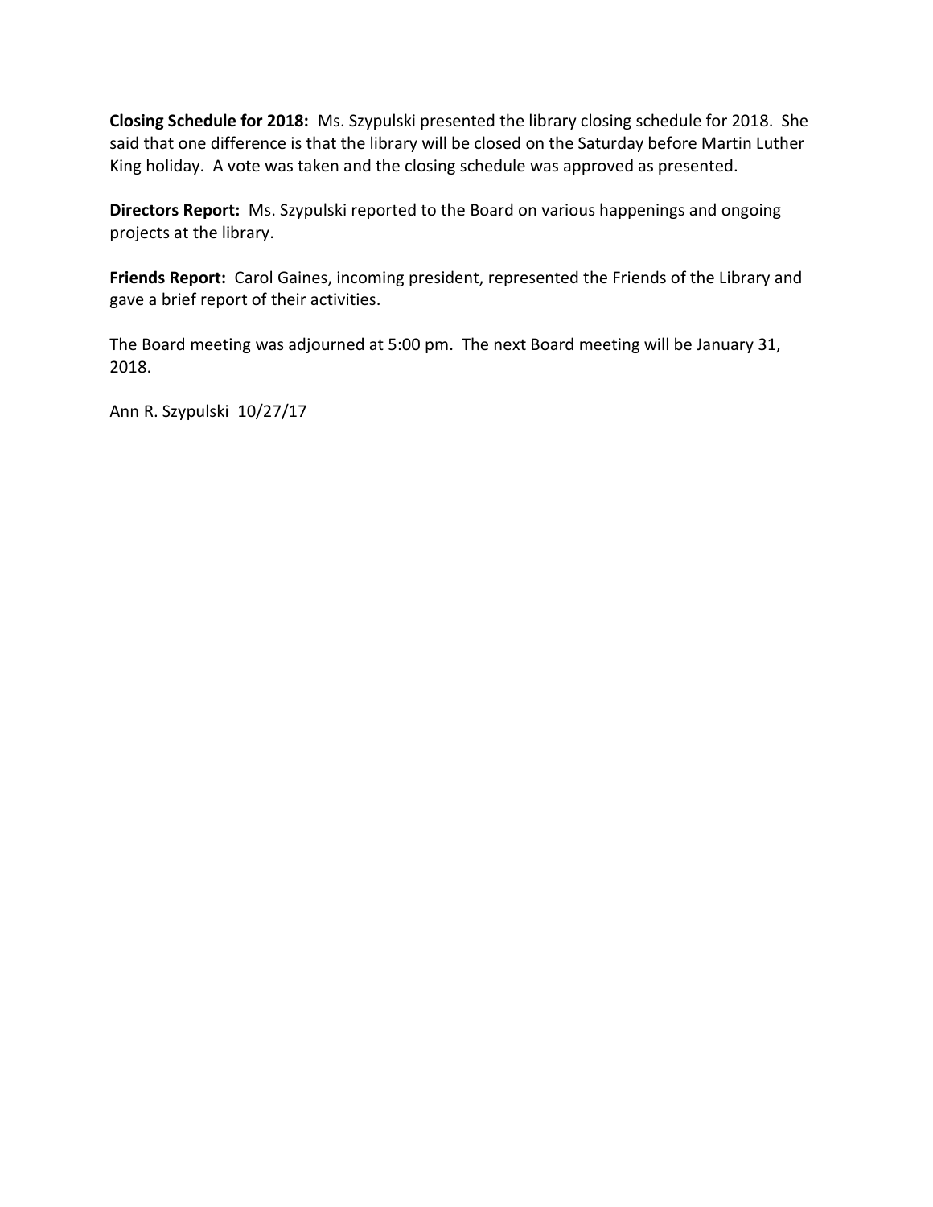**Closing Schedule for 2018:** Ms. Szypulski presented the library closing schedule for 2018. She said that one difference is that the library will be closed on the Saturday before Martin Luther King holiday. A vote was taken and the closing schedule was approved as presented.

**Directors Report:** Ms. Szypulski reported to the Board on various happenings and ongoing projects at the library.

**Friends Report:** Carol Gaines, incoming president, represented the Friends of the Library and gave a brief report of their activities.

The Board meeting was adjourned at 5:00 pm. The next Board meeting will be January 31, 2018.

Ann R. Szypulski 10/27/17